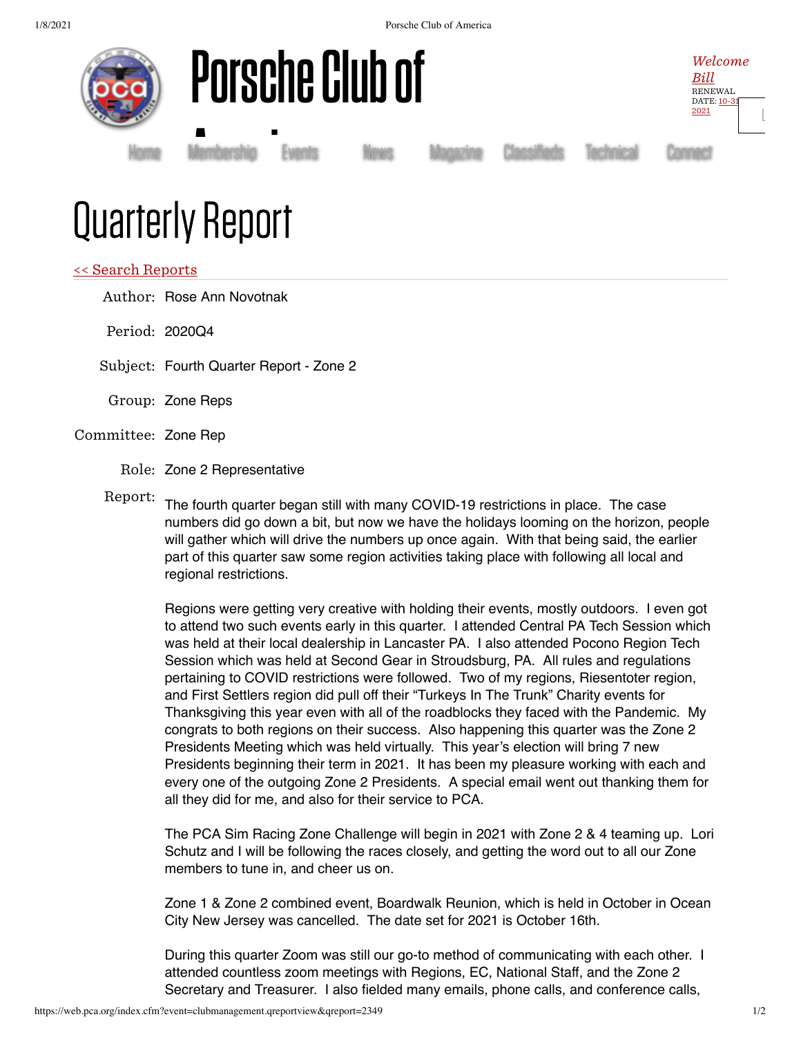# Porsche Club of America

*Welcome Bill*
RENEWAL DATE: 10-31-2021

Home | Membership | Events | News | Magazine | Classifieds | Technical | Connect

# Quarterly Report

<< Search Reports

Author: Rose Ann Novotnak

Period: 2020Q4

Subject: Fourth Quarter Report - Zone 2

Group: Zone Reps

Committee: Zone Rep

Role: Zone 2 Representative

Report:

The fourth quarter began still with many COVID-19 restrictions in place. The case numbers did go down a bit, but now we have the holidays looming on the horizon, people will gather which will drive the numbers up once again. With that being said, the earlier part of this quarter saw some region activities taking place with following all local and regional restrictions.

Regions were getting very creative with holding their events, mostly outdoors. I even got to attend two such events early in this quarter. I attended Central PA Tech Session which was held at their local dealership in Lancaster PA. I also attended Pocono Region Tech Session which was held at Second Gear in Stroudsburg, PA. All rules and regulations pertaining to COVID restrictions were followed. Two of my regions, Riesentoter region, and First Settlers region did pull off their "Turkeys In The Trunk" Charity events for Thanksgiving this year even with all of the roadblocks they faced with the Pandemic. My congrats to both regions on their success. Also happening this quarter was the Zone 2 Presidents Meeting which was held virtually. This year's election will bring 7 new Presidents beginning their term in 2021. It has been my pleasure working with each and every one of the outgoing Zone 2 Presidents. A special email went out thanking them for all they did for me, and also for their service to PCA.

The PCA Sim Racing Zone Challenge will begin in 2021 with Zone 2 & 4 teaming up. Lori Schutz and I will be following the races closely, and getting the word out to all our Zone members to tune in, and cheer us on.

Zone 1 & Zone 2 combined event, Boardwalk Reunion, which is held in October in Ocean City New Jersey was cancelled. The date set for 2021 is October 16th.

During this quarter Zoom was still our go-to method of communicating with each other. I attended countless zoom meetings with Regions, EC, National Staff, and the Zone 2 Secretary and Treasurer. I also fielded many emails, phone calls, and conference calls,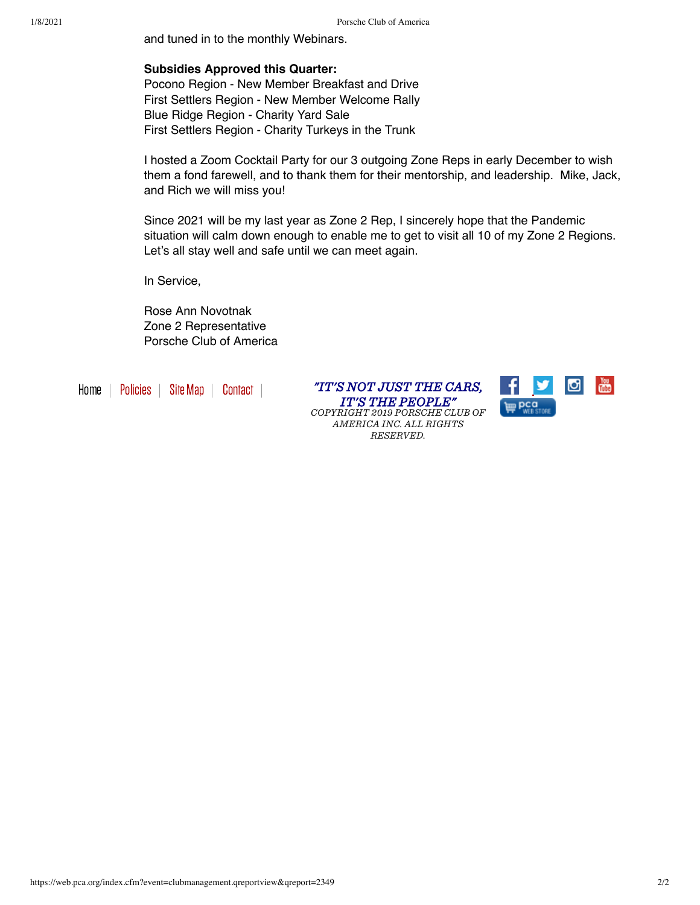and tuned in to the monthly Webinars.

**Subsidies Approved this Quarter:**
Pocono Region - New Member Breakfast and Drive
First Settlers Region - New Member Welcome Rally
Blue Ridge Region - Charity Yard Sale
First Settlers Region - Charity Turkeys in the Trunk

I hosted a Zoom Cocktail Party for our 3 outgoing Zone Reps in early December to wish them a fond farewell, and to thank them for their mentorship, and leadership. Mike, Jack, and Rich we will miss you!

Since 2021 will be my last year as Zone 2 Rep, I sincerely hope that the Pandemic situation will calm down enough to enable me to get to visit all 10 of my Zone 2 Regions. Let's all stay well and safe until we can meet again.

In Service,

Rose Ann Novotnak
Zone 2 Representative
Porsche Club of America

Home | Policies | Site Map | Contact |

*"IT'S NOT JUST THE CARS, IT'S THE PEOPLE"*
*COPYRIGHT 2019 PORSCHE CLUB OF AMERICA INC. ALL RIGHTS RESERVED.*